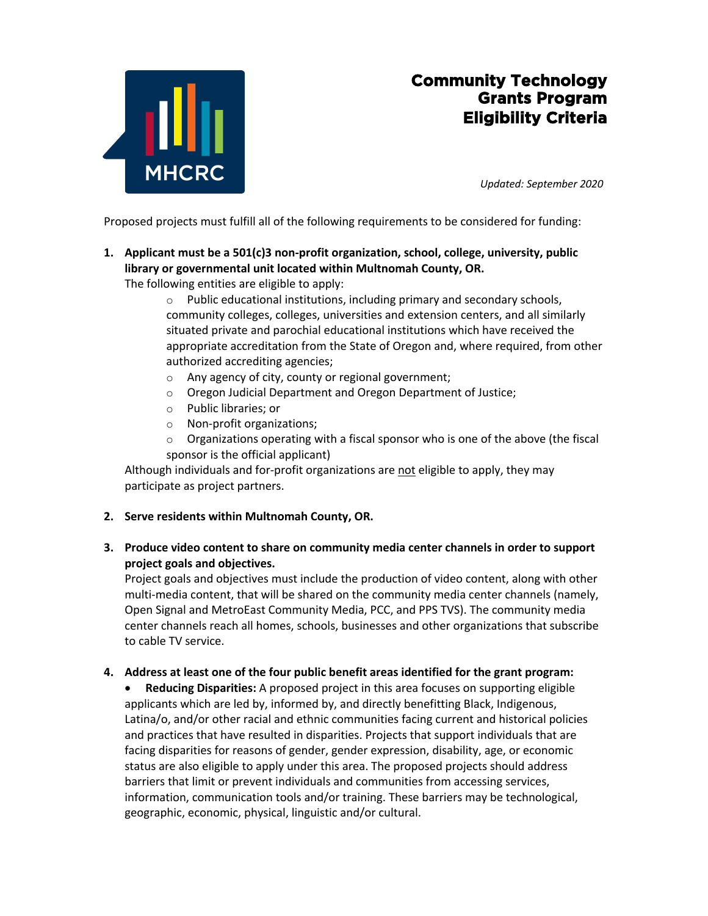MHCRC

# Community Technology Grants Program Eligibility Criteria

*Updated: September 2020*

Proposed projects must fulfill all of the following requirements to be considered for funding:

1. **Applicant must be a 501(c)3 non-profit organization, school, college, university, public library or governmental unit located within Multnomah County, OR.**
   The following entities are eligible to apply:
   - Public educational institutions, including primary and secondary schools, community colleges, colleges, universities and extension centers, and all similarly situated private and parochial educational institutions which have received the appropriate accreditation from the State of Oregon and, where required, from other authorized accrediting agencies;
   - Any agency of city, county or regional government;
   - Oregon Judicial Department and Oregon Department of Justice;
   - Public libraries; or
   - Non-profit organizations;
   - Organizations operating with a fiscal sponsor who is one of the above (the fiscal sponsor is the official applicant)

   Although individuals and for-profit organizations are not eligible to apply, they may participate as project partners.

2. **Serve residents within Multnomah County, OR.**

3. **Produce video content to share on community media center channels in order to support project goals and objectives.**
   Project goals and objectives must include the production of video content, along with other multi-media content, that will be shared on the community media center channels (namely, Open Signal and MetroEast Community Media, PCC, and PPS TVS). The community media center channels reach all homes, schools, businesses and other organizations that subscribe to cable TV service.

4. **Address at least one of the four public benefit areas identified for the grant program:**
   - **Reducing Disparities:** A proposed project in this area focuses on supporting eligible applicants which are led by, informed by, and directly benefitting Black, Indigenous, Latina/o, and/or other racial and ethnic communities facing current and historical policies and practices that have resulted in disparities. Projects that support individuals that are facing disparities for reasons of gender, gender expression, disability, age, or economic status are also eligible to apply under this area. The proposed projects should address barriers that limit or prevent individuals and communities from accessing services, information, communication tools and/or training. These barriers may be technological, geographic, economic, physical, linguistic and/or cultural.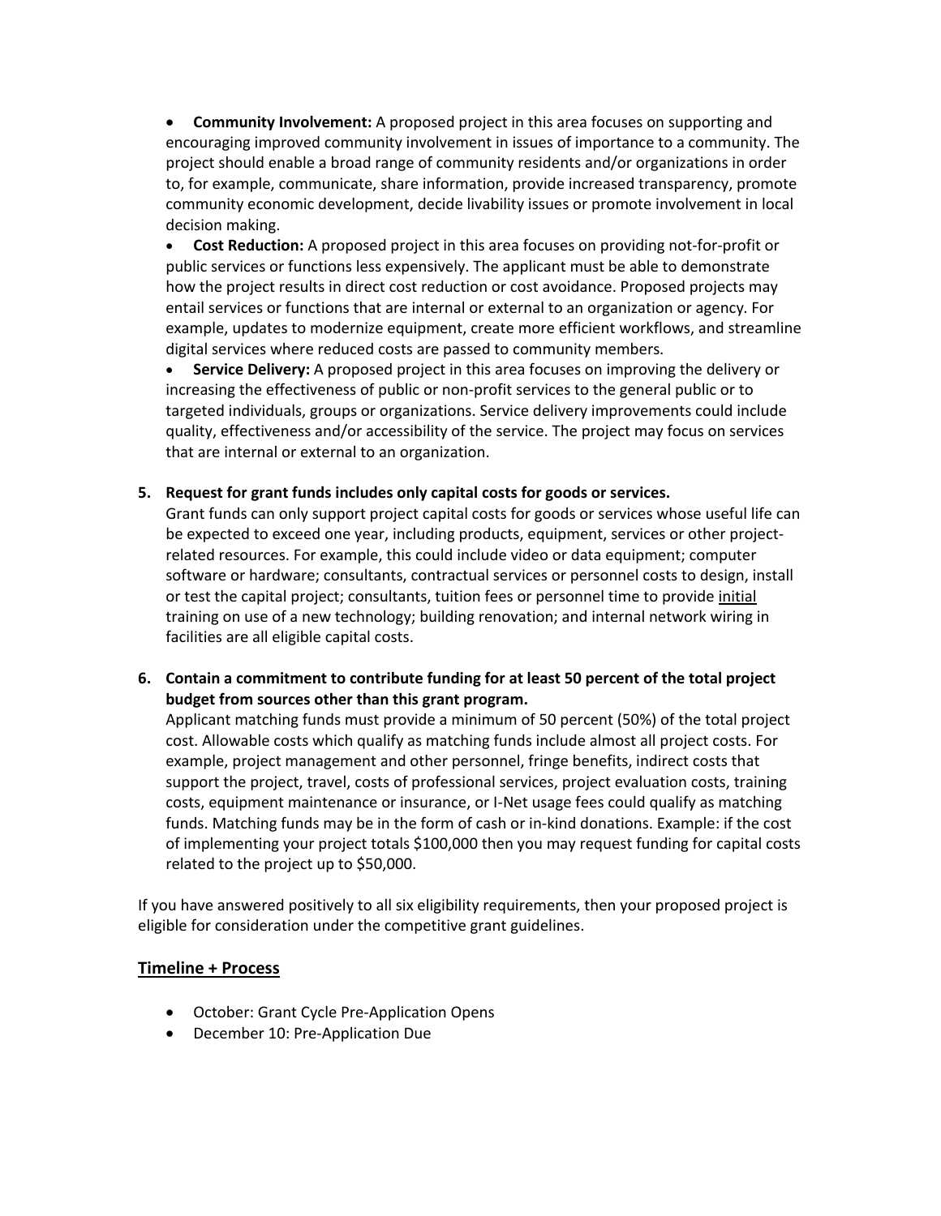- **Community Involvement:** A proposed project in this area focuses on supporting and encouraging improved community involvement in issues of importance to a community. The project should enable a broad range of community residents and/or organizations in order to, for example, communicate, share information, provide increased transparency, promote community economic development, decide livability issues or promote involvement in local decision making.
- **Cost Reduction:** A proposed project in this area focuses on providing not-for-profit or public services or functions less expensively. The applicant must be able to demonstrate how the project results in direct cost reduction or cost avoidance. Proposed projects may entail services or functions that are internal or external to an organization or agency. For example, updates to modernize equipment, create more efficient workflows, and streamline digital services where reduced costs are passed to community members.
- **Service Delivery:** A proposed project in this area focuses on improving the delivery or increasing the effectiveness of public or non-profit services to the general public or to targeted individuals, groups or organizations. Service delivery improvements could include quality, effectiveness and/or accessibility of the service. The project may focus on services that are internal or external to an organization.

5. **Request for grant funds includes only capital costs for goods or services.**
   Grant funds can only support project capital costs for goods or services whose useful life can be expected to exceed one year, including products, equipment, services or other project-related resources. For example, this could include video or data equipment; computer software or hardware; consultants, contractual services or personnel costs to design, install or test the capital project; consultants, tuition fees or personnel time to provide <u>initial</u> training on use of a new technology; building renovation; and internal network wiring in facilities are all eligible capital costs.

6. **Contain a commitment to contribute funding for at least 50 percent of the total project budget from sources other than this grant program.**
   Applicant matching funds must provide a minimum of 50 percent (50%) of the total project cost. Allowable costs which qualify as matching funds include almost all project costs. For example, project management and other personnel, fringe benefits, indirect costs that support the project, travel, costs of professional services, project evaluation costs, training costs, equipment maintenance or insurance, or I-Net usage fees could qualify as matching funds. Matching funds may be in the form of cash or in-kind donations. Example: if the cost of implementing your project totals $100,000 then you may request funding for capital costs related to the project up to $50,000.

If you have answered positively to all six eligibility requirements, then your proposed project is eligible for consideration under the competitive grant guidelines.

## Timeline + Process

- October: Grant Cycle Pre-Application Opens
- December 10: Pre-Application Due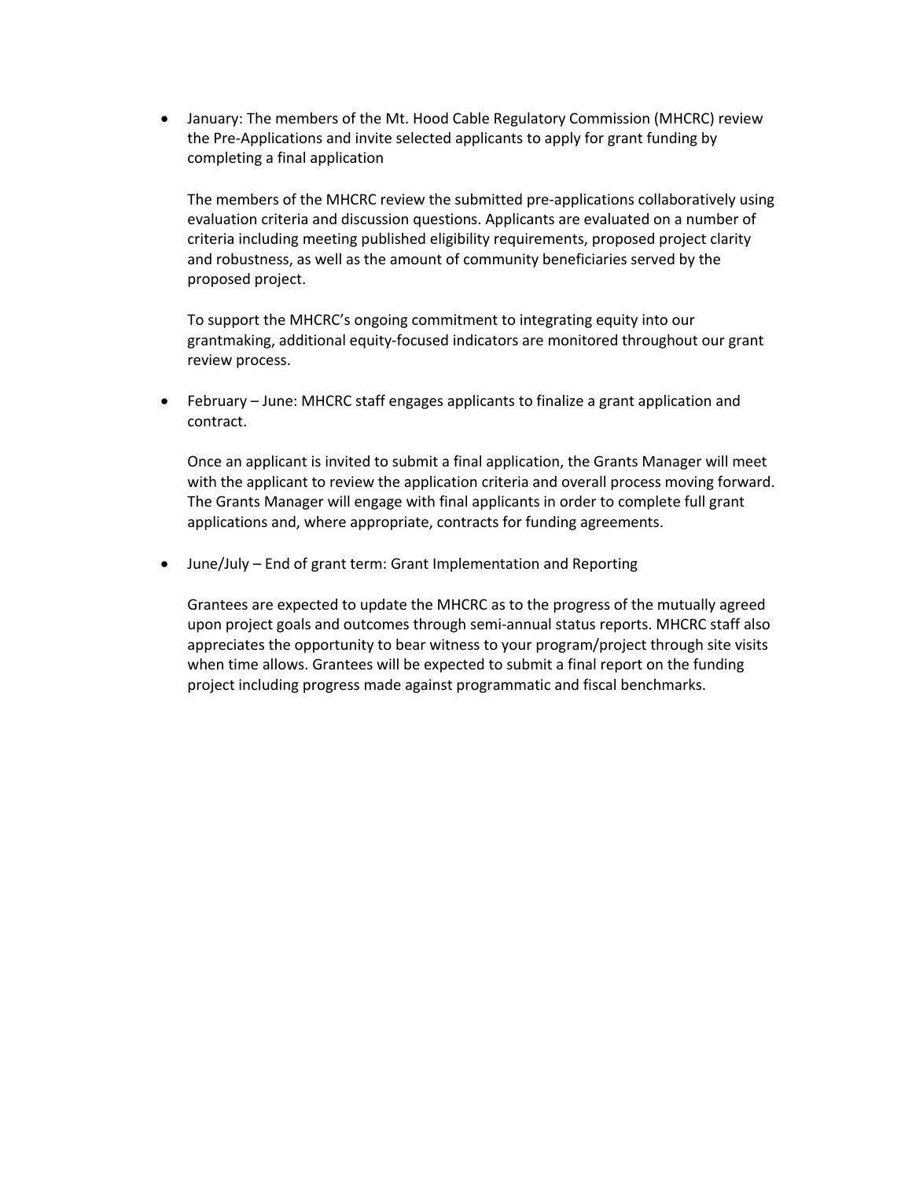- January: The members of the Mt. Hood Cable Regulatory Commission (MHCRC) review the Pre-Applications and invite selected applicants to apply for grant funding by completing a final application

  The members of the MHCRC review the submitted pre-applications collaboratively using evaluation criteria and discussion questions. Applicants are evaluated on a number of criteria including meeting published eligibility requirements, proposed project clarity and robustness, as well as the amount of community beneficiaries served by the proposed project.

  To support the MHCRC's ongoing commitment to integrating equity into our grantmaking, additional equity-focused indicators are monitored throughout our grant review process.

- February – June: MHCRC staff engages applicants to finalize a grant application and contract.

  Once an applicant is invited to submit a final application, the Grants Manager will meet with the applicant to review the application criteria and overall process moving forward. The Grants Manager will engage with final applicants in order to complete full grant applications and, where appropriate, contracts for funding agreements.

- June/July – End of grant term: Grant Implementation and Reporting

  Grantees are expected to update the MHCRC as to the progress of the mutually agreed upon project goals and outcomes through semi-annual status reports. MHCRC staff also appreciates the opportunity to bear witness to your program/project through site visits when time allows. Grantees will be expected to submit a final report on the funding project including progress made against programmatic and fiscal benchmarks.